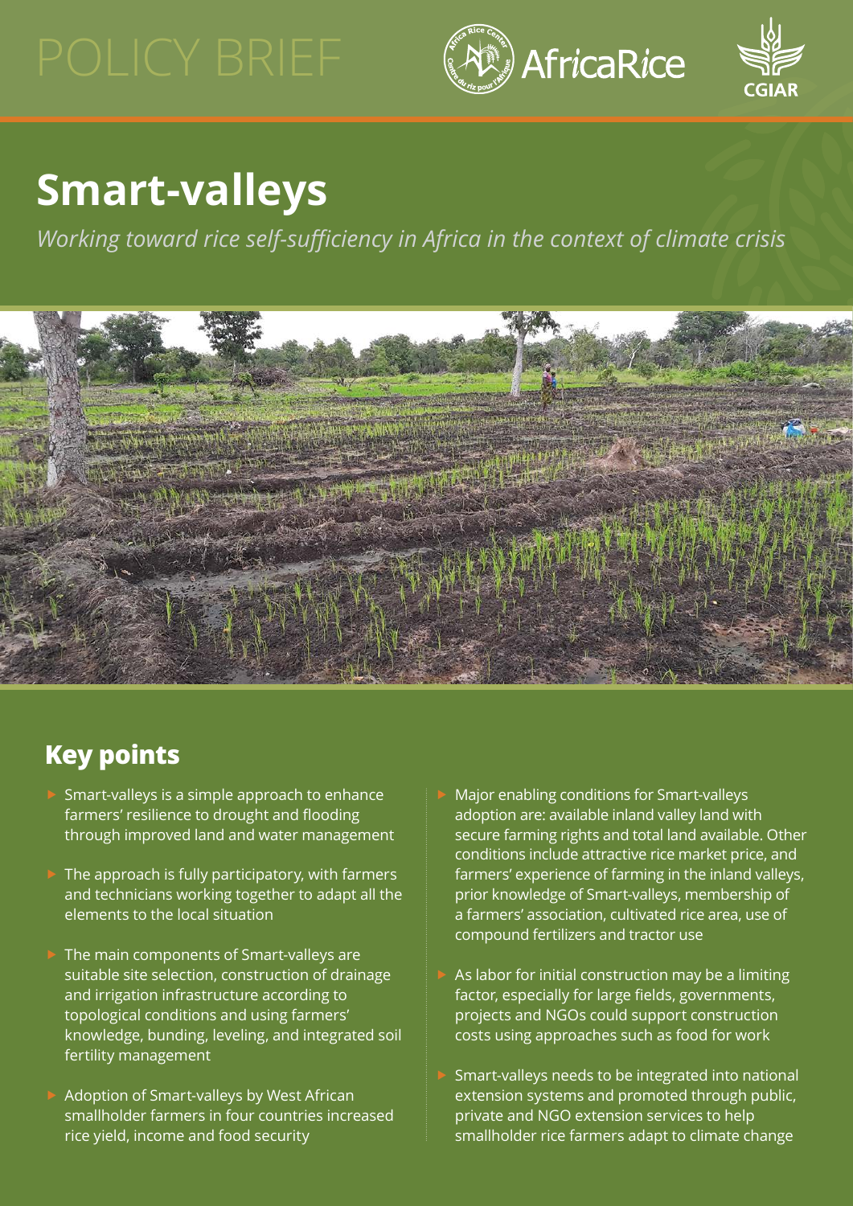POLICY BRIEF

# Smart-valleys

*Working toward rice self-sufficiency in Africa in the context of climate crisis*

## Key points

- Smart-valleys is a simple approach to enhance farmers' resilience to drought and flooding through improved land and water management
- The approach is fully participatory, with farmers and technicians working together to adapt all the elements to the local situation
- The main components of Smart-valleys are suitable site selection, construction of drainage and irrigation infrastructure according to topological conditions and using farmers' knowledge, bunding, leveling, and integrated soil fertility management
- Adoption of Smart-valleys by West African smallholder farmers in four countries increased rice yield, income and food security
- Major enabling conditions for Smart-valleys adoption are: available inland valley land with secure farming rights and total land available. Other conditions include attractive rice market price, and farmers' experience of farming in the inland valleys, prior knowledge of Smart-valleys, membership of a farmers' association, cultivated rice area, use of compound fertilizers and tractor use
- As labor for initial construction may be a limiting factor, especially for large fields, governments, projects and NGOs could support construction costs using approaches such as food for work
- Smart-valleys needs to be integrated into national extension systems and promoted through public, private and NGO extension services to help smallholder rice farmers adapt to climate change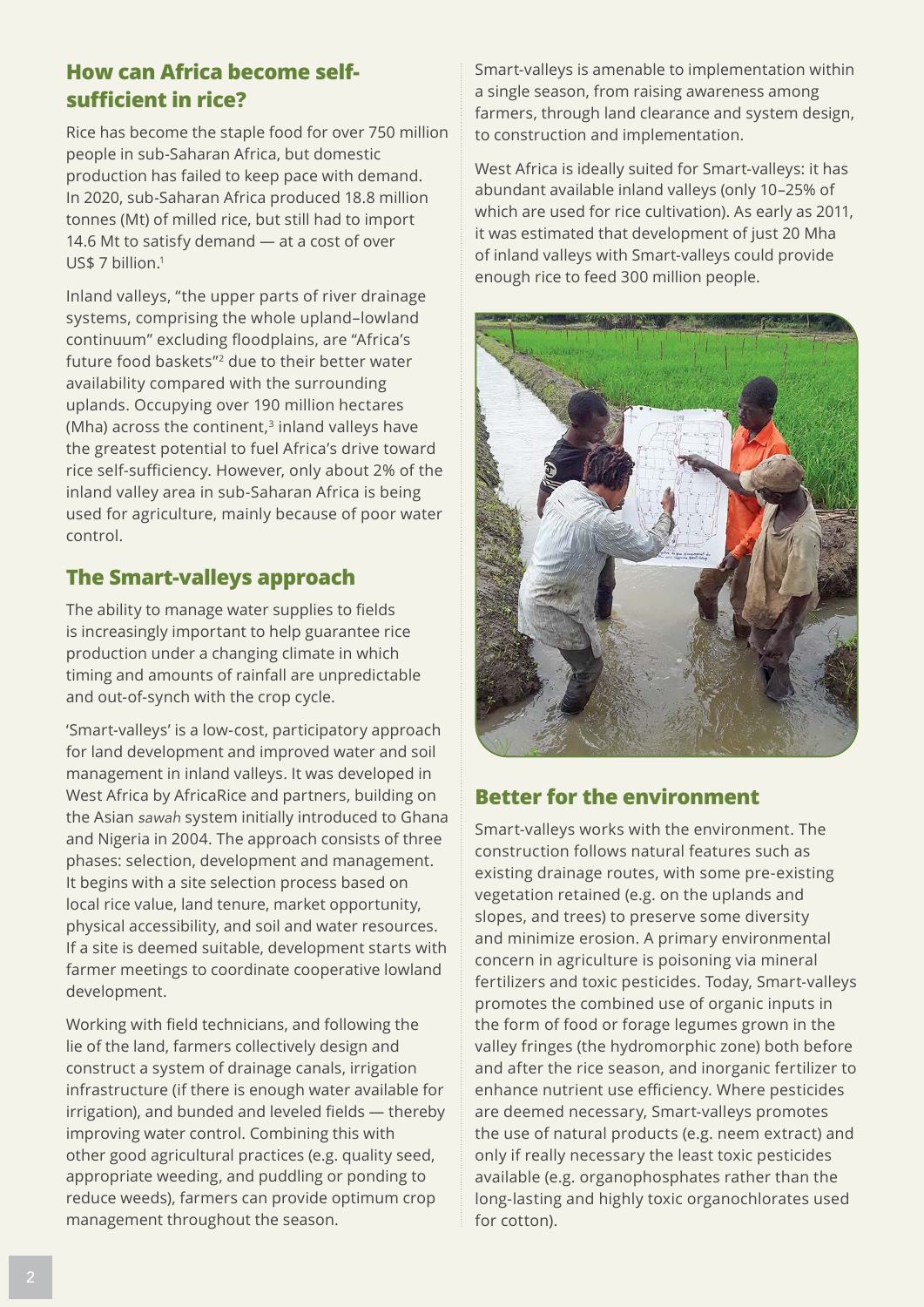## How can Africa become self-sufficient in rice?

Rice has become the staple food for over 750 million people in sub-Saharan Africa, but domestic production has failed to keep pace with demand. In 2020, sub-Saharan Africa produced 18.8 million tonnes (Mt) of milled rice, but still had to import 14.6 Mt to satisfy demand — at a cost of over US$ 7 billion.[1]

Inland valleys, "the upper parts of river drainage systems, comprising the whole upland–lowland continuum" excluding floodplains, are "Africa's future food baskets"[2] due to their better water availability compared with the surrounding uplands. Occupying over 190 million hectares (Mha) across the continent,[3] inland valleys have the greatest potential to fuel Africa's drive toward rice self-sufficiency. However, only about 2% of the inland valley area in sub-Saharan Africa is being used for agriculture, mainly because of poor water control.

## The Smart-valleys approach

The ability to manage water supplies to fields is increasingly important to help guarantee rice production under a changing climate in which timing and amounts of rainfall are unpredictable and out-of-synch with the crop cycle.

'Smart-valleys' is a low-cost, participatory approach for land development and improved water and soil management in inland valleys. It was developed in West Africa by AfricaRice and partners, building on the Asian *sawah* system initially introduced to Ghana and Nigeria in 2004. The approach consists of three phases: selection, development and management. It begins with a site selection process based on local rice value, land tenure, market opportunity, physical accessibility, and soil and water resources. If a site is deemed suitable, development starts with farmer meetings to coordinate cooperative lowland development.

Working with field technicians, and following the lie of the land, farmers collectively design and construct a system of drainage canals, irrigation infrastructure (if there is enough water available for irrigation), and bunded and leveled fields — thereby improving water control. Combining this with other good agricultural practices (e.g. quality seed, appropriate weeding, and puddling or ponding to reduce weeds), farmers can provide optimum crop management throughout the season.

Smart-valleys is amenable to implementation within a single season, from raising awareness among farmers, through land clearance and system design, to construction and implementation.

West Africa is ideally suited for Smart-valleys: it has abundant available inland valleys (only 10–25% of which are used for rice cultivation). As early as 2011, it was estimated that development of just 20 Mha of inland valleys with Smart-valleys could provide enough rice to feed 300 million people.

## Better for the environment

Smart-valleys works with the environment. The construction follows natural features such as existing drainage routes, with some pre-existing vegetation retained (e.g. on the uplands and slopes, and trees) to preserve some diversity and minimize erosion. A primary environmental concern in agriculture is poisoning via mineral fertilizers and toxic pesticides. Today, Smart-valleys promotes the combined use of organic inputs in the form of food or forage legumes grown in the valley fringes (the hydromorphic zone) both before and after the rice season, and inorganic fertilizer to enhance nutrient use efficiency. Where pesticides are deemed necessary, Smart-valleys promotes the use of natural products (e.g. neem extract) and only if really necessary the least toxic pesticides available (e.g. organophosphates rather than the long-lasting and highly toxic organochlorates used for cotton).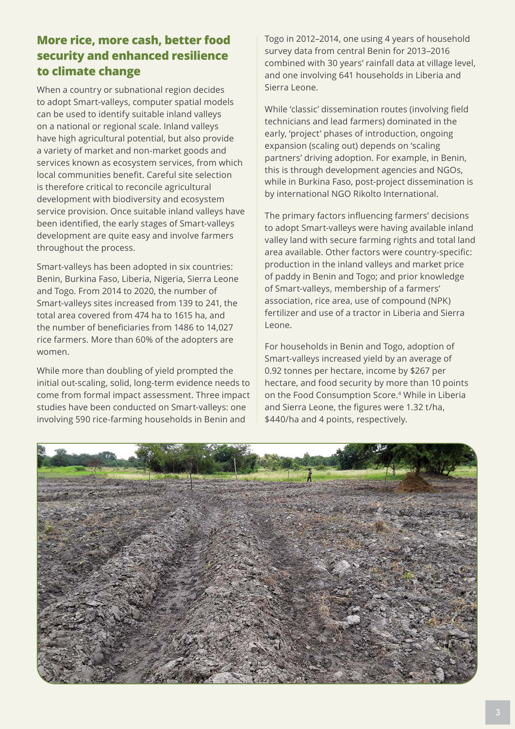## More rice, more cash, better food security and enhanced resilience to climate change

When a country or subnational region decides to adopt Smart-valleys, computer spatial models can be used to identify suitable inland valleys on a national or regional scale. Inland valleys have high agricultural potential, but also provide a variety of market and non-market goods and services known as ecosystem services, from which local communities benefit. Careful site selection is therefore critical to reconcile agricultural development with biodiversity and ecosystem service provision. Once suitable inland valleys have been identified, the early stages of Smart-valleys development are quite easy and involve farmers throughout the process.

Smart-valleys has been adopted in six countries: Benin, Burkina Faso, Liberia, Nigeria, Sierra Leone and Togo. From 2014 to 2020, the number of Smart-valleys sites increased from 139 to 241, the total area covered from 474 ha to 1615 ha, and the number of beneficiaries from 1486 to 14,027 rice farmers. More than 60% of the adopters are women.

While more than doubling of yield prompted the initial out-scaling, solid, long-term evidence needs to come from formal impact assessment. Three impact studies have been conducted on Smart-valleys: one involving 590 rice-farming households in Benin and Togo in 2012–2014, one using 4 years of household survey data from central Benin for 2013–2016 combined with 30 years' rainfall data at village level, and one involving 641 households in Liberia and Sierra Leone.

While 'classic' dissemination routes (involving field technicians and lead farmers) dominated in the early, 'project' phases of introduction, ongoing expansion (scaling out) depends on 'scaling partners' driving adoption. For example, in Benin, this is through development agencies and NGOs, while in Burkina Faso, post-project dissemination is by international NGO Rikolto International.

The primary factors influencing farmers' decisions to adopt Smart-valleys were having available inland valley land with secure farming rights and total land area available. Other factors were country-specific: production in the inland valleys and market price of paddy in Benin and Togo; and prior knowledge of Smart-valleys, membership of a farmers' association, rice area, use of compound (NPK) fertilizer and use of a tractor in Liberia and Sierra Leone.

For households in Benin and Togo, adoption of Smart-valleys increased yield by an average of 0.92 tonnes per hectare, income by $267 per hectare, and food security by more than 10 points on the Food Consumption Score.[4] While in Liberia and Sierra Leone, the figures were 1.32 t/ha, $440/ha and 4 points, respectively.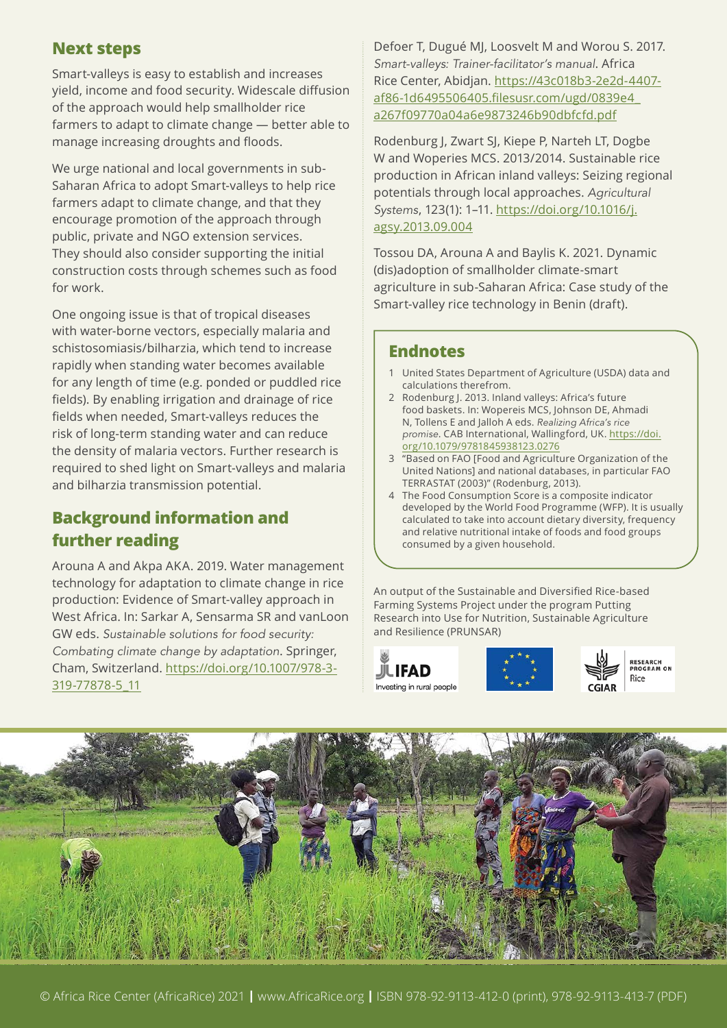## Next steps

Smart-valleys is easy to establish and increases yield, income and food security. Widescale diffusion of the approach would help smallholder rice farmers to adapt to climate change — better able to manage increasing droughts and floods.

We urge national and local governments in sub-Saharan Africa to adopt Smart-valleys to help rice farmers adapt to climate change, and that they encourage promotion of the approach through public, private and NGO extension services. They should also consider supporting the initial construction costs through schemes such as food for work.

One ongoing issue is that of tropical diseases with water-borne vectors, especially malaria and schistosomiasis/bilharzia, which tend to increase rapidly when standing water becomes available for any length of time (e.g. ponded or puddled rice fields). By enabling irrigation and drainage of rice fields when needed, Smart-valleys reduces the risk of long-term standing water and can reduce the density of malaria vectors. Further research is required to shed light on Smart-valleys and malaria and bilharzia transmission potential.

## Background information and further reading

Arouna A and Akpa AKA. 2019. Water management technology for adaptation to climate change in rice production: Evidence of Smart-valley approach in West Africa. In: Sarkar A, Sensarma SR and vanLoon GW eds. *Sustainable solutions for food security: Combating climate change by adaptation*. Springer, Cham, Switzerland. https://doi.org/10.1007/978-3-319-77878-5_11

Defoer T, Dugué MJ, Loosvelt M and Worou S. 2017. *Smart-valleys: Trainer-facilitator's manual*. Africa Rice Center, Abidjan. https://43c018b3-2e2d-4407-af86-1d6495506405.filesusr.com/ugd/0839e4_a267f09770a04a6e9873246b90dbfcfd.pdf

Rodenburg J, Zwart SJ, Kiepe P, Narteh LT, Dogbe W and Woperies MCS. 2013/2014. Sustainable rice production in African inland valleys: Seizing regional potentials through local approaches. *Agricultural Systems*, 123(1): 1–11. https://doi.org/10.1016/j.agsy.2013.09.004

Tossou DA, Arouna A and Baylis K. 2021. Dynamic (dis)adoption of smallholder climate-smart agriculture in sub-Saharan Africa: Case study of the Smart-valley rice technology in Benin (draft).

## Endnotes

1. United States Department of Agriculture (USDA) data and calculations therefrom.
2. Rodenburg J. 2013. Inland valleys: Africa's future food baskets. In: Wopereis MCS, Johnson DE, Ahmadi N, Tollens E and Jalloh A eds. *Realizing Africa's rice promise*. CAB International, Wallingford, UK. https://doi.org/10.1079/9781845938123.0276
3. "Based on FAO [Food and Agriculture Organization of the United Nations] and national databases, in particular FAO TERRASTAT (2003)" (Rodenburg, 2013).
4. The Food Consumption Score is a composite indicator developed by the World Food Programme (WFP). It is usually calculated to take into account dietary diversity, frequency and relative nutritional intake of foods and food groups consumed by a given household.

An output of the Sustainable and Diversified Rice-based Farming Systems Project under the program Putting Research into Use for Nutrition, Sustainable Agriculture and Resilience (PRUNSAR)

IFAD Investing in rural people

CGIAR RESEARCH PROGRAM ON Rice

© Africa Rice Center (AfricaRice) 2021 | www.AfricaRice.org | ISBN 978-92-9113-412-0 (print), 978-92-9113-413-7 (PDF)